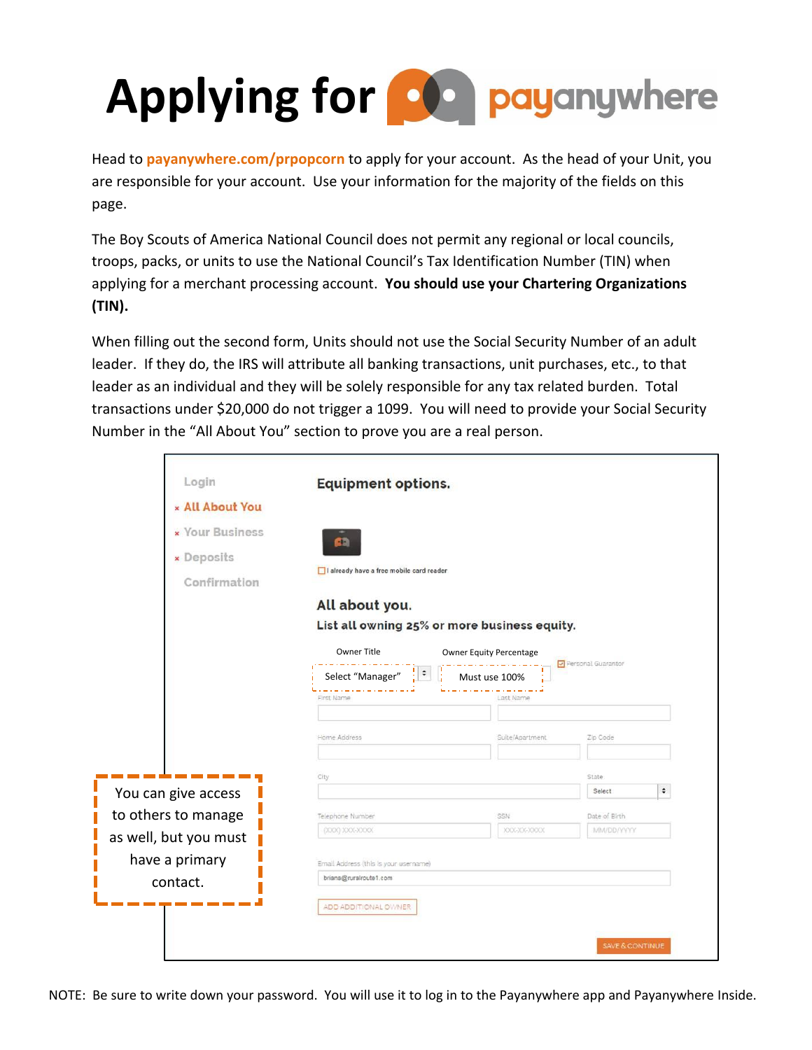# Applying for payanywhere

Head to **payanywhere.com/prpopcorn** to apply for your account. As the head of your Unit, you are responsible for your account. Use your information for the majority of the fields on this page.

The Boy Scouts of America National Council does not permit any regional or local councils, troops, packs, or units to use the National Council's Tax Identification Number (TIN) when applying for a merchant processing account. **You should use your Chartering Organizations (TIN).**

When filling out the second form, Units should not use the Social Security Number of an adult leader. If they do, the IRS will attribute all banking transactions, unit purchases, etc., to that leader as an individual and they will be solely responsible for any tax related burden. Total transactions under $20,000 do not trigger a 1099. You will need to provide your Social Security Number in the "All About You" section to prove you are a real person.

Login
× All About You
× Your Business
× Deposits
Confirmation

**Equipment options.**

I already have a free mobile card reader

**All about you.**

**List all owning 25% or more business equity.**

Owner Title: Select "Manager"

Owner Equity Percentage: Must use 100%

Personal Guarantor

First Name | Last Name

Home Address | Suite/Apartment | Zip Code

City | State: Select

Telephone Number: (XXX) XXX-XXXX | SSN: XXX-XX-XXXX | Date of Birth: MM/DD/YYYY

Email Address (this is your username): briana@ruralroute1.com

ADD ADDITIONAL OWNER

SAVE & CONTINUE

You can give access to others to manage as well, but you must have a primary contact.

NOTE: Be sure to write down your password. You will use it to log in to the Payanywhere app and Payanywhere Inside.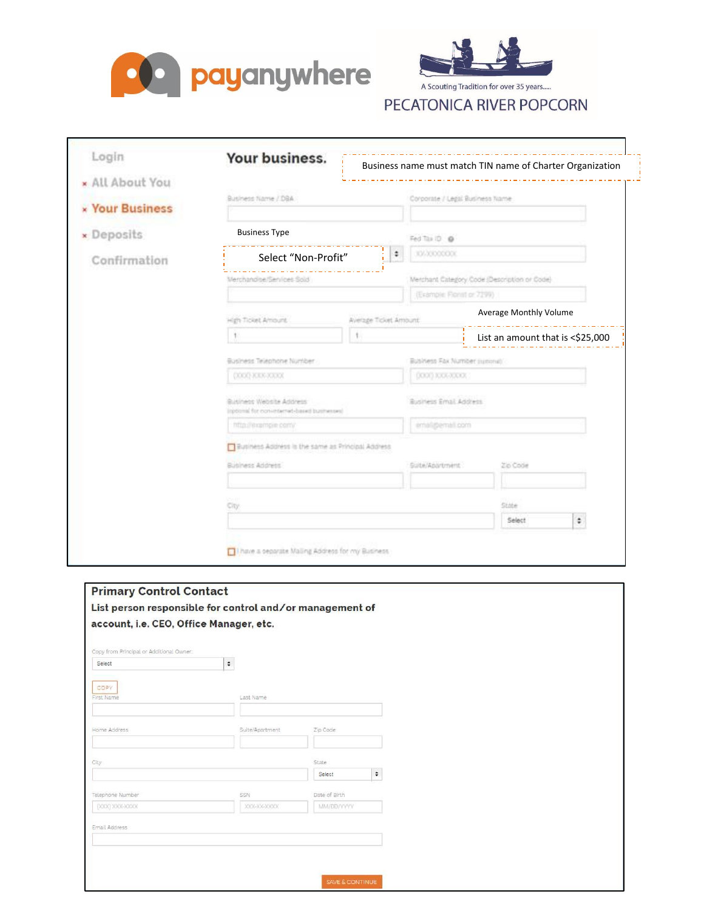payanywhere

A Scouting Tradition for over 35 years.....

PECATONICA RIVER POPCORN

Login

All About You

**Your Business**

Deposits

Confirmation

## Your business.

Business name must match TIN name of Charter Organization

Business Name / DBA

Corporate / Legal Business Name

Business Type

Select "Non-Profit"

Fed Tax ID

XX-XXXXXXX

Merchandise/Services Sold

Merchant Category Code (Description or Code)

(Example: Florist or 7299)

High Ticket Amount

1

Average Ticket Amount

1

Average Monthly Volume

List an amount that is <$25,000

Business Telephone Number

(XXX) XXX-XXXX

Business Fax Number (optional)

(XXX) XXX-XXXX

Business Website Address (optional for non-internet-based businesses)

http://example.com/

Business Email Address

email@email.com

☐ Business Address is the same as Principal Address

Business Address

Suite/Apartment

Zip Code

City

State

Select

☐ I have a separate Mailing Address for my Business

## Primary Control Contact

**List person responsible for control and/or management of account, i.e. CEO, Office Manager, etc.**

Copy from Principal or Additional Owner:

Select

COPY

First Name

Last Name

Home Address

Suite/Apartment

Zip Code

City

State

Select

Telephone Number

(XXX) XXX-XXXX

SSN

XXX-XX-XXXX

Date of Birth

MM/DD/YYYY

Email Address

SAVE & CONTINUE